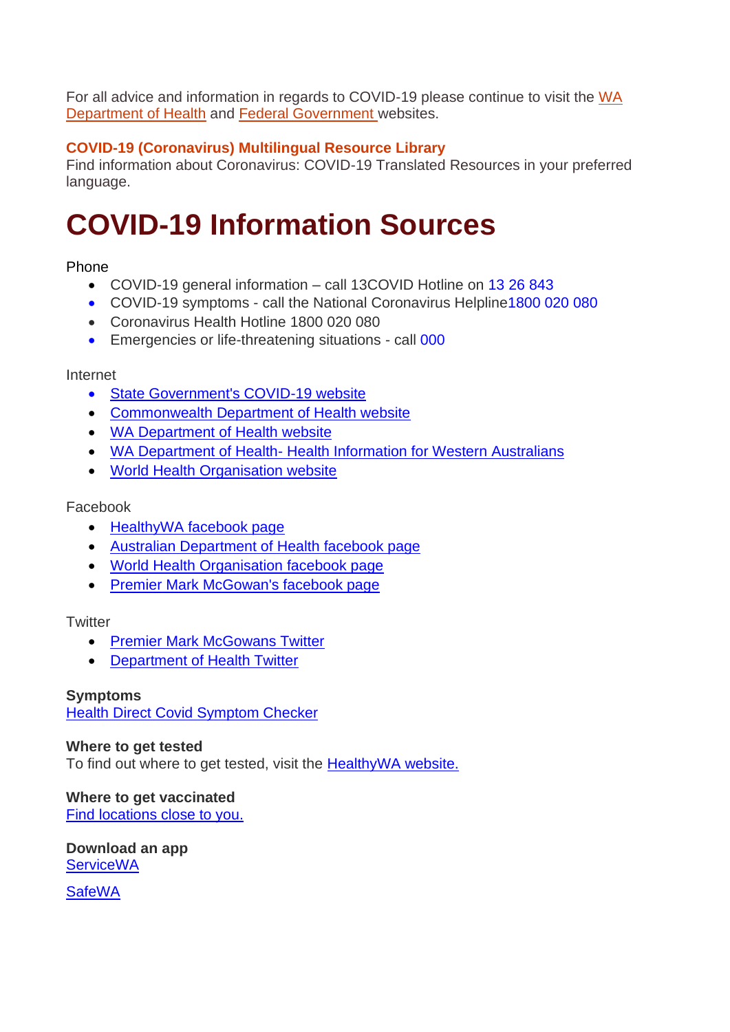For all advice and information in regards to COVID-19 please continue to visit the WA Department of Health and Federal Government websites.

**COVID-19 (Coronavirus) Multilingual Resource Library**
Find information about Coronavirus: COVID-19 Translated Resources in your preferred language.

# COVID-19 Information Sources

Phone

- COVID-19 general information – call 13COVID Hotline on 13 26 843
- COVID-19 symptoms - call the National Coronavirus Helpline1800 020 080
- Coronavirus Health Hotline 1800 020 080
- Emergencies or life-threatening situations - call 000

Internet

- State Government's COVID-19 website
- Commonwealth Department of Health website
- WA Department of Health website
- WA Department of Health- Health Information for Western Australians
- World Health Organisation website

Facebook

- HealthyWA facebook page
- Australian Department of Health facebook page
- World Health Organisation facebook page
- Premier Mark McGowan's facebook page

Twitter

- Premier Mark McGowans Twitter
- Department of Health Twitter

**Symptoms**
Health Direct Covid Symptom Checker

**Where to get tested**
To find out where to get tested, visit the HealthyWA website.

**Where to get vaccinated**
Find locations close to you.

**Download an app**
ServiceWA

SafeWA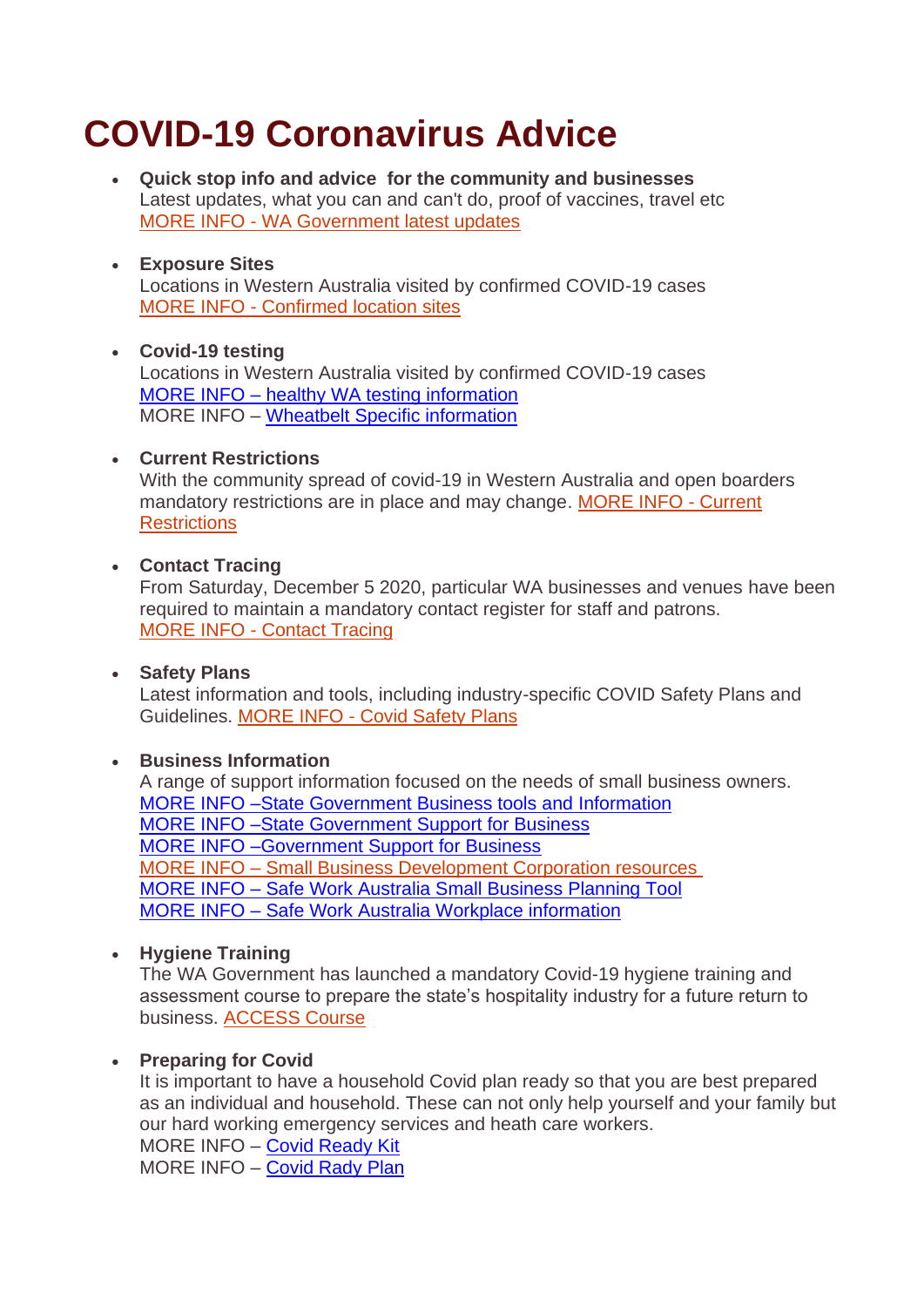# COVID-19 Coronavirus Advice

- **Quick stop info and advice for the community and businesses**
  Latest updates, what you can and can't do, proof of vaccines, travel etc
  MORE INFO - WA Government latest updates

- **Exposure Sites**
  Locations in Western Australia visited by confirmed COVID-19 cases
  MORE INFO - Confirmed location sites

- **Covid-19 testing**
  Locations in Western Australia visited by confirmed COVID-19 cases
  MORE INFO – healthy WA testing information
  MORE INFO – Wheatbelt Specific information

- **Current Restrictions**
  With the community spread of covid-19 in Western Australia and open boarders mandatory restrictions are in place and may change. MORE INFO - Current Restrictions

- **Contact Tracing**
  From Saturday, December 5 2020, particular WA businesses and venues have been required to maintain a mandatory contact register for staff and patrons.
  MORE INFO - Contact Tracing

- **Safety Plans**
  Latest information and tools, including industry-specific COVID Safety Plans and Guidelines. MORE INFO - Covid Safety Plans

- **Business Information**
  A range of support information focused on the needs of small business owners.
  MORE INFO –State Government Business tools and Information
  MORE INFO –State Government Support for Business
  MORE INFO –Government Support for Business
  MORE INFO – Small Business Development Corporation resources
  MORE INFO – Safe Work Australia Small Business Planning Tool
  MORE INFO – Safe Work Australia Workplace information

- **Hygiene Training**
  The WA Government has launched a mandatory Covid-19 hygiene training and assessment course to prepare the state's hospitality industry for a future return to business. ACCESS Course

- **Preparing for Covid**
  It is important to have a household Covid plan ready so that you are best prepared as an individual and household. These can not only help yourself and your family but our hard working emergency services and heath care workers.
  MORE INFO – Covid Ready Kit
  MORE INFO – Covid Rady Plan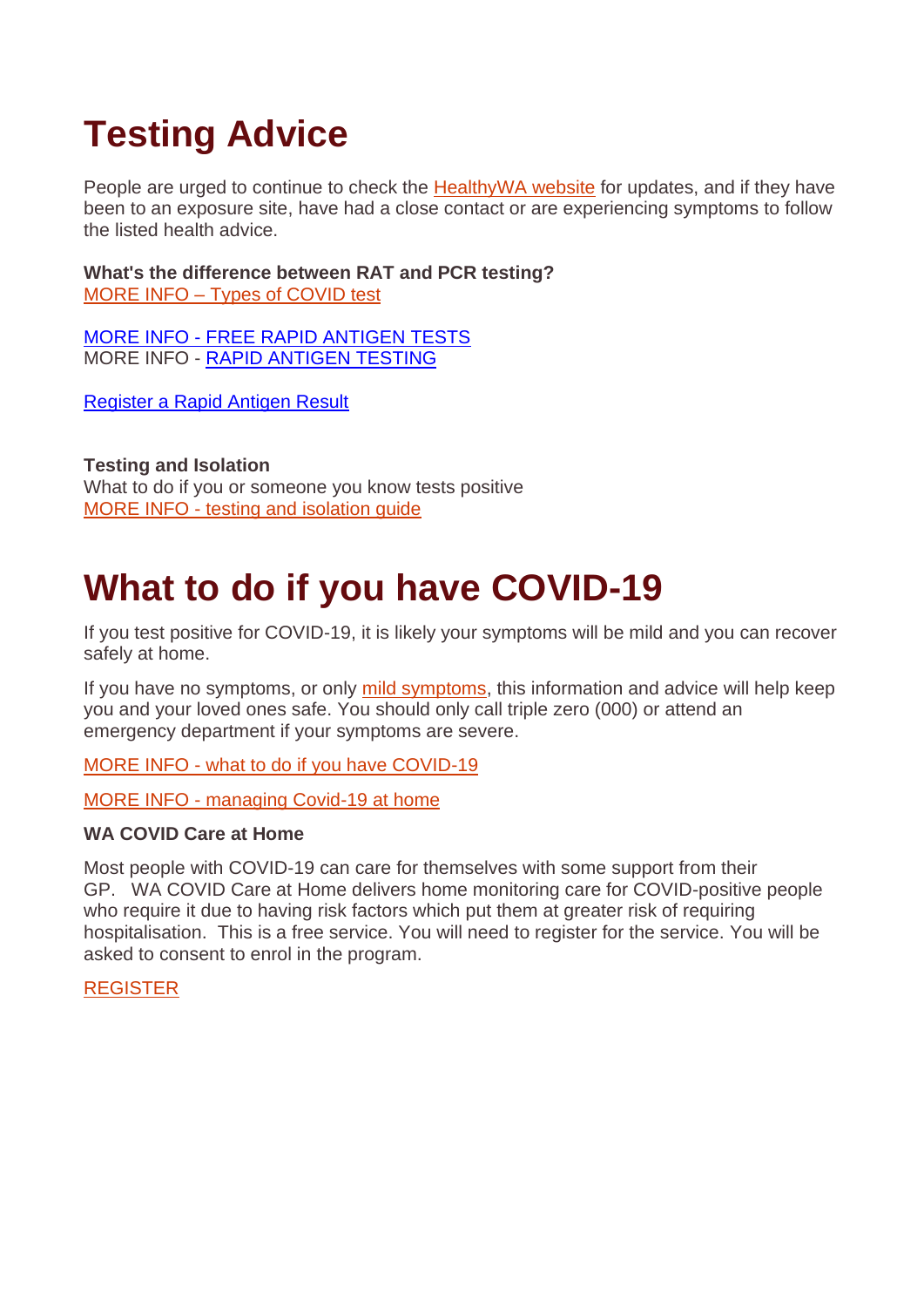# Testing Advice

People are urged to continue to check the HealthyWA website for updates, and if they have been to an exposure site, have had a close contact or are experiencing symptoms to follow the listed health advice.

**What's the difference between RAT and PCR testing?**
MORE INFO – Types of COVID test

MORE INFO - FREE RAPID ANTIGEN TESTS
MORE INFO - RAPID ANTIGEN TESTING

Register a Rapid Antigen Result

**Testing and Isolation**
What to do if you or someone you know tests positive
MORE INFO - testing and isolation guide

# What to do if you have COVID-19

If you test positive for COVID-19, it is likely your symptoms will be mild and you can recover safely at home.

If you have no symptoms, or only mild symptoms, this information and advice will help keep you and your loved ones safe. You should only call triple zero (000) or attend an emergency department if your symptoms are severe.

MORE INFO - what to do if you have COVID-19

MORE INFO - managing Covid-19 at home

**WA COVID Care at Home**

Most people with COVID-19 can care for themselves with some support from their GP. WA COVID Care at Home delivers home monitoring care for COVID-positive people who require it due to having risk factors which put them at greater risk of requiring hospitalisation. This is a free service. You will need to register for the service. You will be asked to consent to enrol in the program.

REGISTER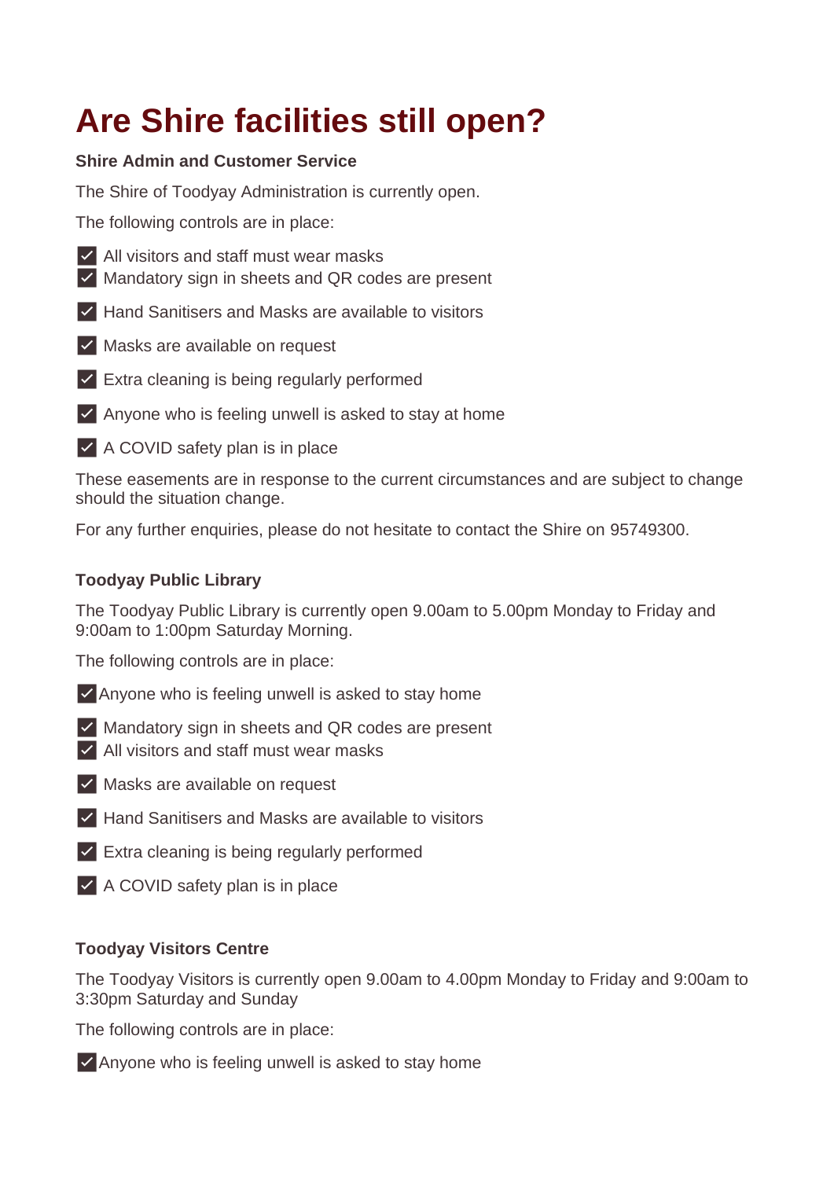# Are Shire facilities still open?

**Shire Admin and Customer Service**

The Shire of Toodyay Administration is currently open.

The following controls are in place:

- ✓ All visitors and staff must wear masks
- ✓ Mandatory sign in sheets and QR codes are present
- ✓ Hand Sanitisers and Masks are available to visitors
- ✓ Masks are available on request
- ✓ Extra cleaning is being regularly performed
- ✓ Anyone who is feeling unwell is asked to stay at home
- ✓ A COVID safety plan is in place

These easements are in response to the current circumstances and are subject to change should the situation change.

For any further enquiries, please do not hesitate to contact the Shire on 95749300.

**Toodyay Public Library**

The Toodyay Public Library is currently open 9.00am to 5.00pm Monday to Friday and 9:00am to 1:00pm Saturday Morning.

The following controls are in place:

- ✓ Anyone who is feeling unwell is asked to stay home
- ✓ Mandatory sign in sheets and QR codes are present
- ✓ All visitors and staff must wear masks
- ✓ Masks are available on request
- ✓ Hand Sanitisers and Masks are available to visitors
- ✓ Extra cleaning is being regularly performed
- ✓ A COVID safety plan is in place

**Toodyay Visitors Centre**

The Toodyay Visitors is currently open 9.00am to 4.00pm Monday to Friday and 9:00am to 3:30pm Saturday and Sunday

The following controls are in place:

- ✓ Anyone who is feeling unwell is asked to stay home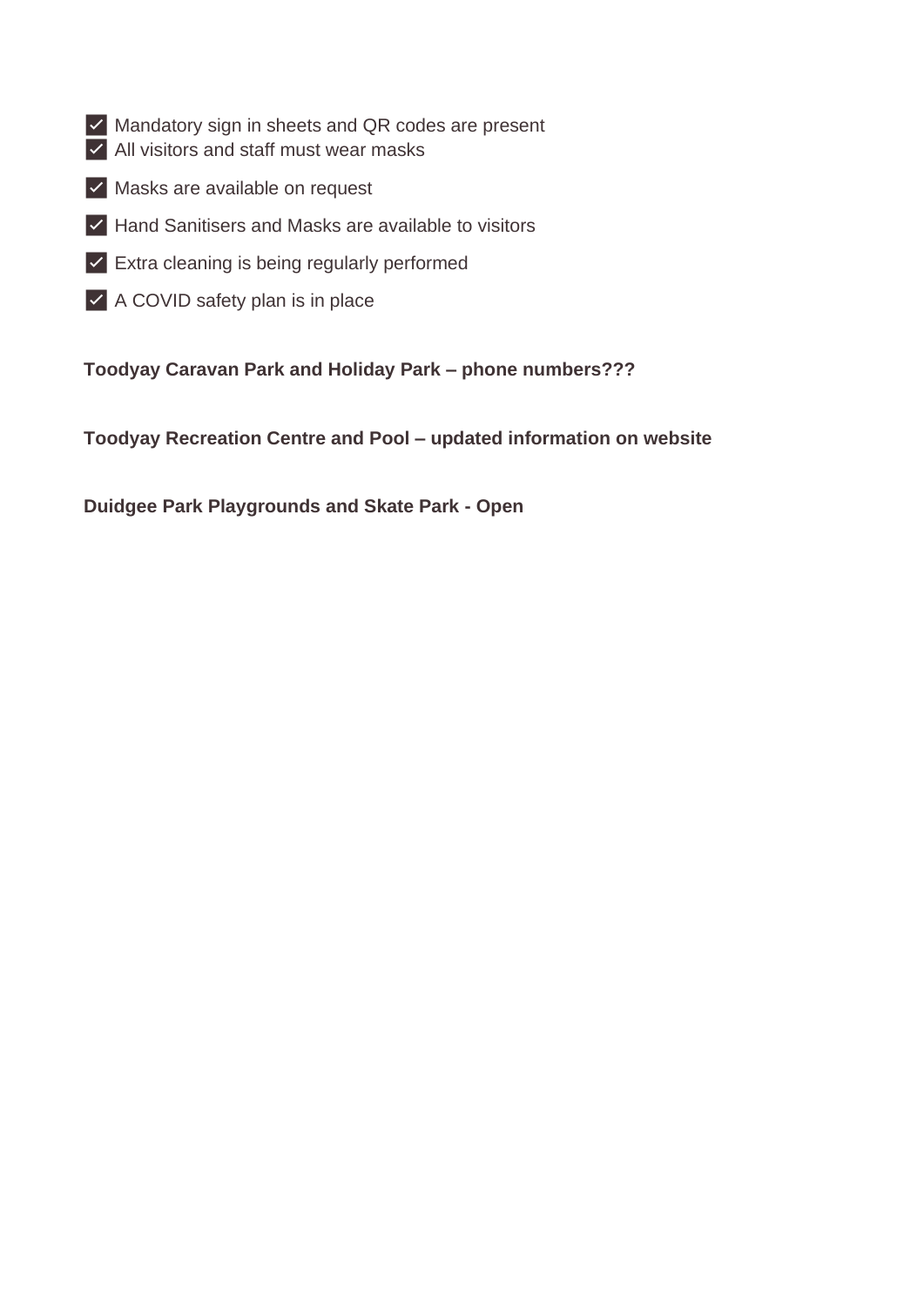- [x] Mandatory sign in sheets and QR codes are present
- [x] All visitors and staff must wear masks
- [x] Masks are available on request
- [x] Hand Sanitisers and Masks are available to visitors
- [x] Extra cleaning is being regularly performed
- [x] A COVID safety plan is in place

**Toodyay Caravan Park and Holiday Park – phone numbers???**

**Toodyay Recreation Centre and Pool – updated information on website**

**Duidgee Park Playgrounds and Skate Park - Open**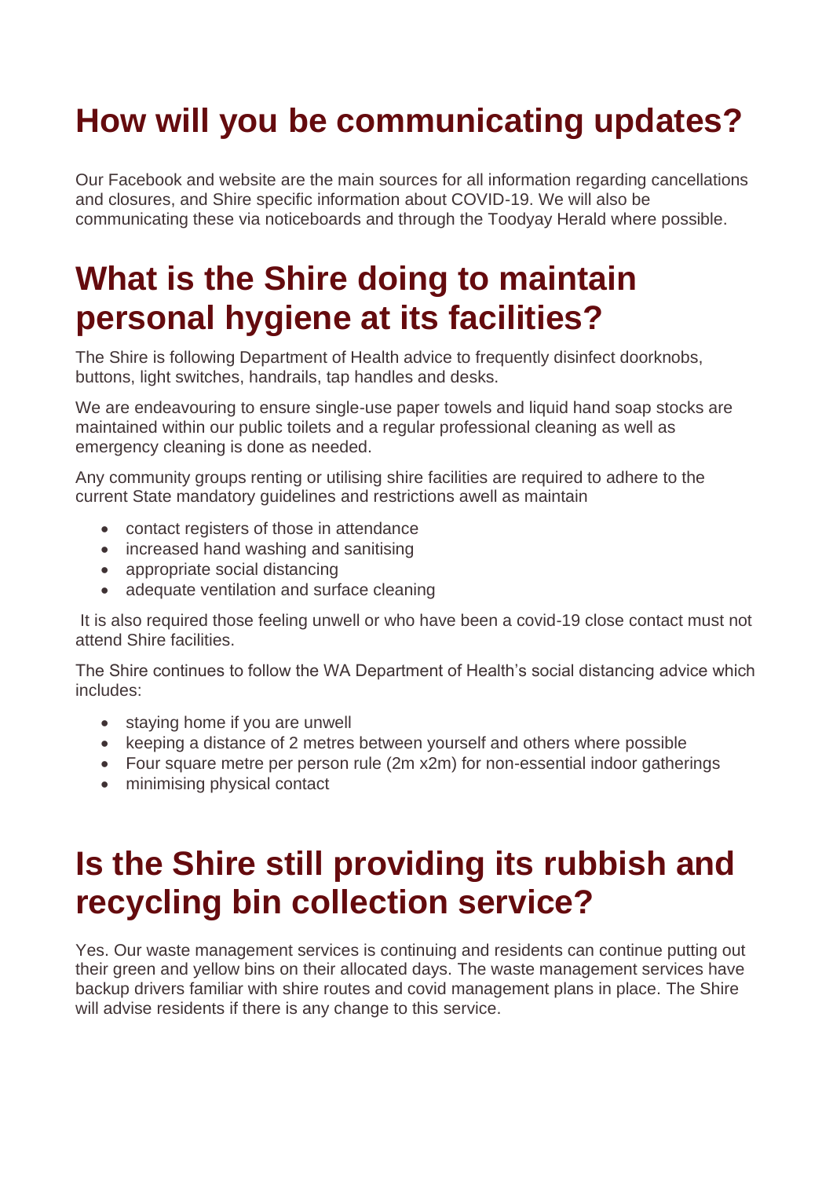# How will you be communicating updates?

Our Facebook and website are the main sources for all information regarding cancellations and closures, and Shire specific information about COVID-19. We will also be communicating these via noticeboards and through the Toodyay Herald where possible.

# What is the Shire doing to maintain personal hygiene at its facilities?

The Shire is following Department of Health advice to frequently disinfect doorknobs, buttons, light switches, handrails, tap handles and desks.

We are endeavouring to ensure single-use paper towels and liquid hand soap stocks are maintained within our public toilets and a regular professional cleaning as well as emergency cleaning is done as needed.

Any community groups renting or utilising shire facilities are required to adhere to the current State mandatory guidelines and restrictions awell as maintain

- contact registers of those in attendance
- increased hand washing and sanitising
- appropriate social distancing
- adequate ventilation and surface cleaning

It is also required those feeling unwell or who have been a covid-19 close contact must not attend Shire facilities.

The Shire continues to follow the WA Department of Health's social distancing advice which includes:

- staying home if you are unwell
- keeping a distance of 2 metres between yourself and others where possible
- Four square metre per person rule (2m x2m) for non-essential indoor gatherings
- minimising physical contact

# Is the Shire still providing its rubbish and recycling bin collection service?

Yes. Our waste management services is continuing and residents can continue putting out their green and yellow bins on their allocated days. The waste management services have backup drivers familiar with shire routes and covid management plans in place. The Shire will advise residents if there is any change to this service.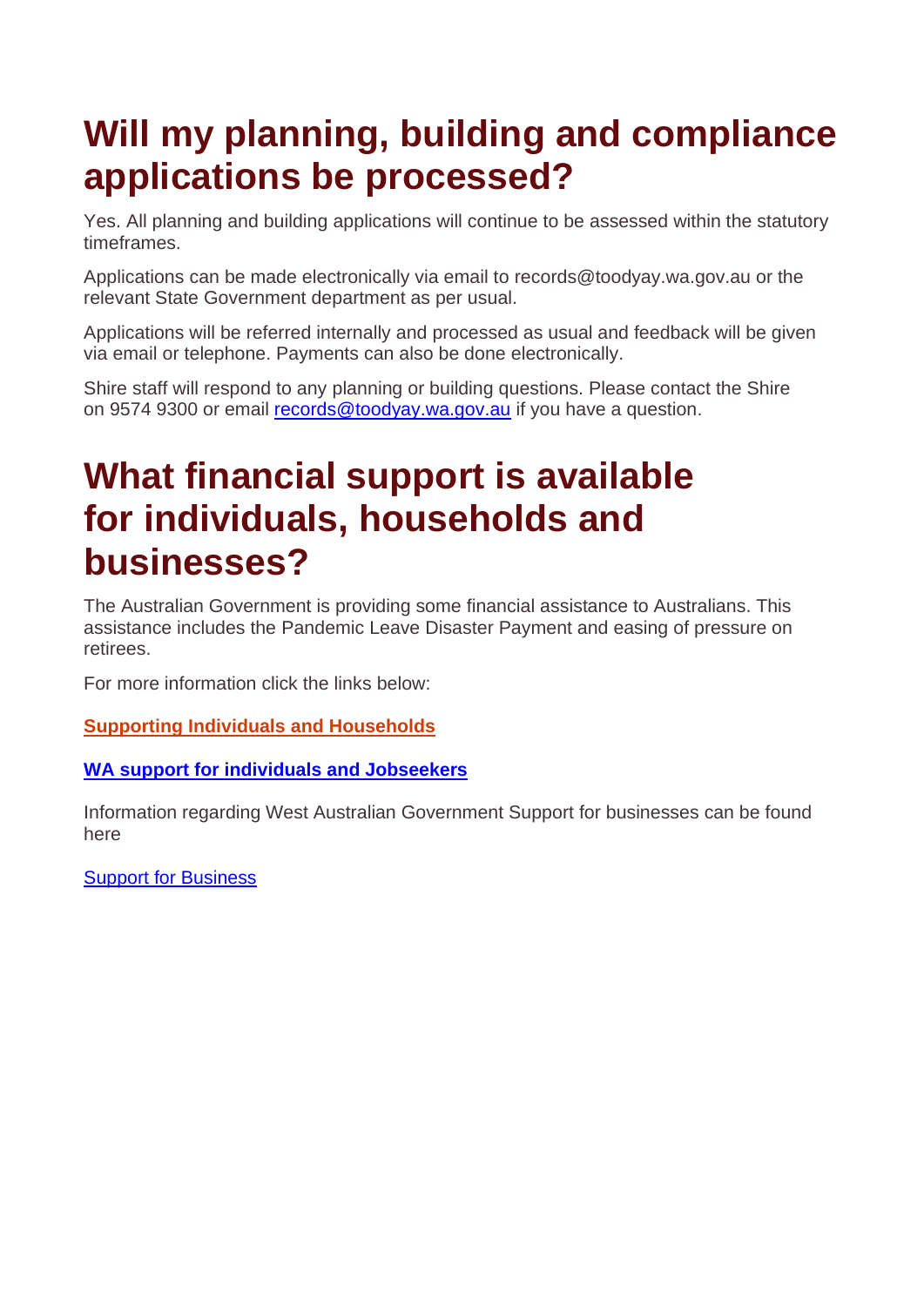# Will my planning, building and compliance applications be processed?

Yes. All planning and building applications will continue to be assessed within the statutory timeframes.

Applications can be made electronically via email to records@toodyay.wa.gov.au or the relevant State Government department as per usual.

Applications will be referred internally and processed as usual and feedback will be given via email or telephone. Payments can also be done electronically.

Shire staff will respond to any planning or building questions. Please contact the Shire on 9574 9300 or email records@toodyay.wa.gov.au if you have a question.

# What financial support is available for individuals, households and businesses?

The Australian Government is providing some financial assistance to Australians. This assistance includes the Pandemic Leave Disaster Payment and easing of pressure on retirees.

For more information click the links below:

**Supporting Individuals and Households**

**WA support for individuals and Jobseekers**

Information regarding West Australian Government Support for businesses can be found here

Support for Business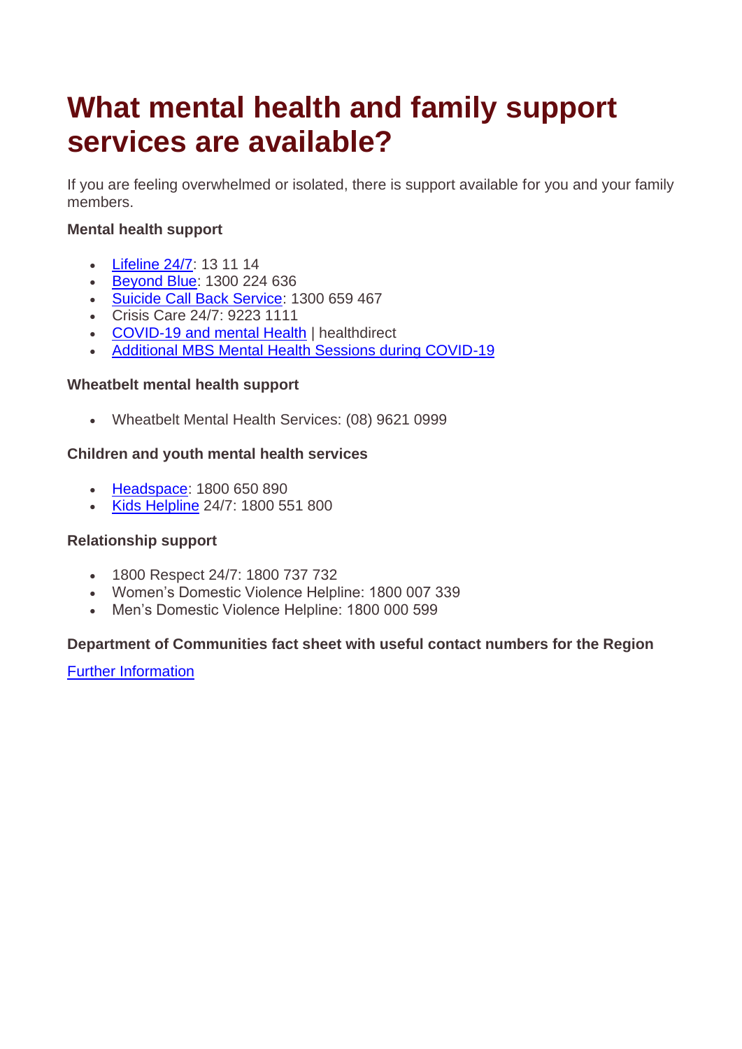# What mental health and family support services are available?

If you are feeling overwhelmed or isolated, there is support available for you and your family members.

**Mental health support**

- Lifeline 24/7: 13 11 14
- Beyond Blue: 1300 224 636
- Suicide Call Back Service: 1300 659 467
- Crisis Care 24/7: 9223 1111
- COVID-19 and mental Health | healthdirect
- Additional MBS Mental Health Sessions during COVID-19

**Wheatbelt mental health support**

- Wheatbelt Mental Health Services: (08) 9621 0999

**Children and youth mental health services**

- Headspace: 1800 650 890
- Kids Helpline 24/7: 1800 551 800

**Relationship support**

- 1800 Respect 24/7: 1800 737 732
- Women's Domestic Violence Helpline: 1800 007 339
- Men's Domestic Violence Helpline: 1800 000 599

**Department of Communities fact sheet with useful contact numbers for the Region**

Further Information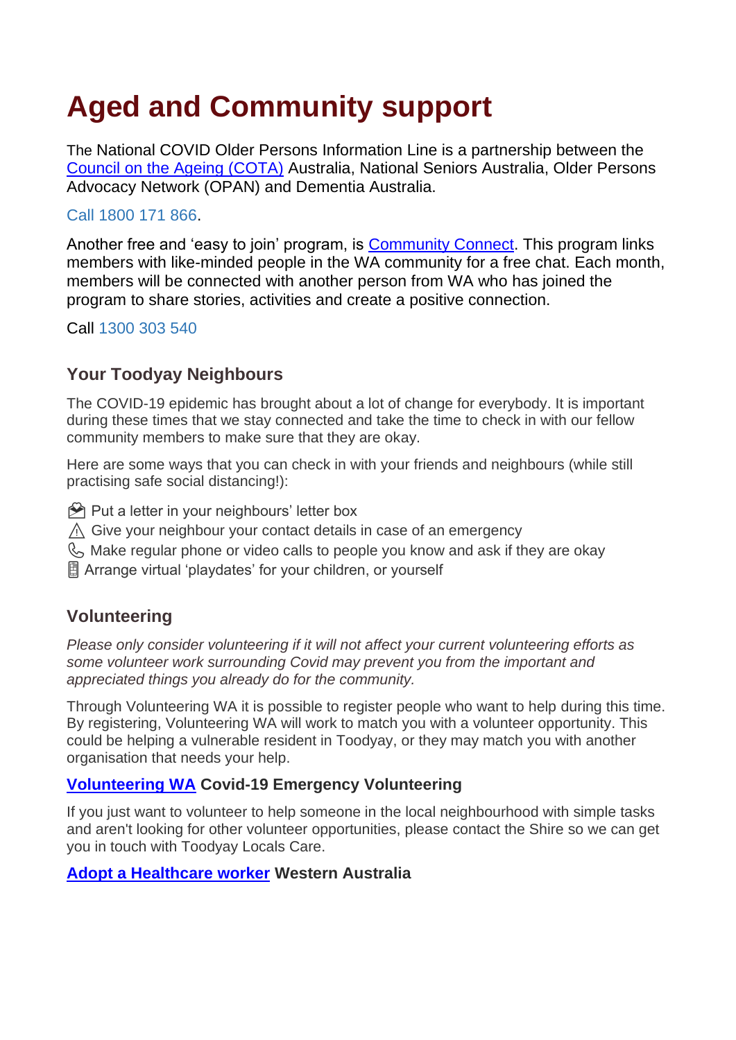# Aged and Community support

The National COVID Older Persons Information Line is a partnership between the Council on the Ageing (COTA) Australia, National Seniors Australia, Older Persons Advocacy Network (OPAN) and Dementia Australia.

Call 1800 171 866.

Another free and 'easy to join' program, is Community Connect. This program links members with like-minded people in the WA community for a free chat. Each month, members will be connected with another person from WA who has joined the program to share stories, activities and create a positive connection.

Call 1300 303 540

## Your Toodyay Neighbours

The COVID-19 epidemic has brought about a lot of change for everybody. It is important during these times that we stay connected and take the time to check in with our fellow community members to make sure that they are okay.

Here are some ways that you can check in with your friends and neighbours (while still practising safe social distancing!):

💌 Put a letter in your neighbours' letter box
⚠ Give your neighbour your contact details in case of an emergency
📞 Make regular phone or video calls to people you know and ask if they are okay
📱 Arrange virtual 'playdates' for your children, or yourself

## Volunteering

*Please only consider volunteering if it will not affect your current volunteering efforts as some volunteer work surrounding Covid may prevent you from the important and appreciated things you already do for the community.*

Through Volunteering WA it is possible to register people who want to help during this time. By registering, Volunteering WA will work to match you with a volunteer opportunity. This could be helping a vulnerable resident in Toodyay, or they may match you with another organisation that needs your help.

**Volunteering WA Covid-19 Emergency Volunteering**

If you just want to volunteer to help someone in the local neighbourhood with simple tasks and aren't looking for other volunteer opportunities, please contact the Shire so we can get you in touch with Toodyay Locals Care.

**Adopt a Healthcare worker Western Australia**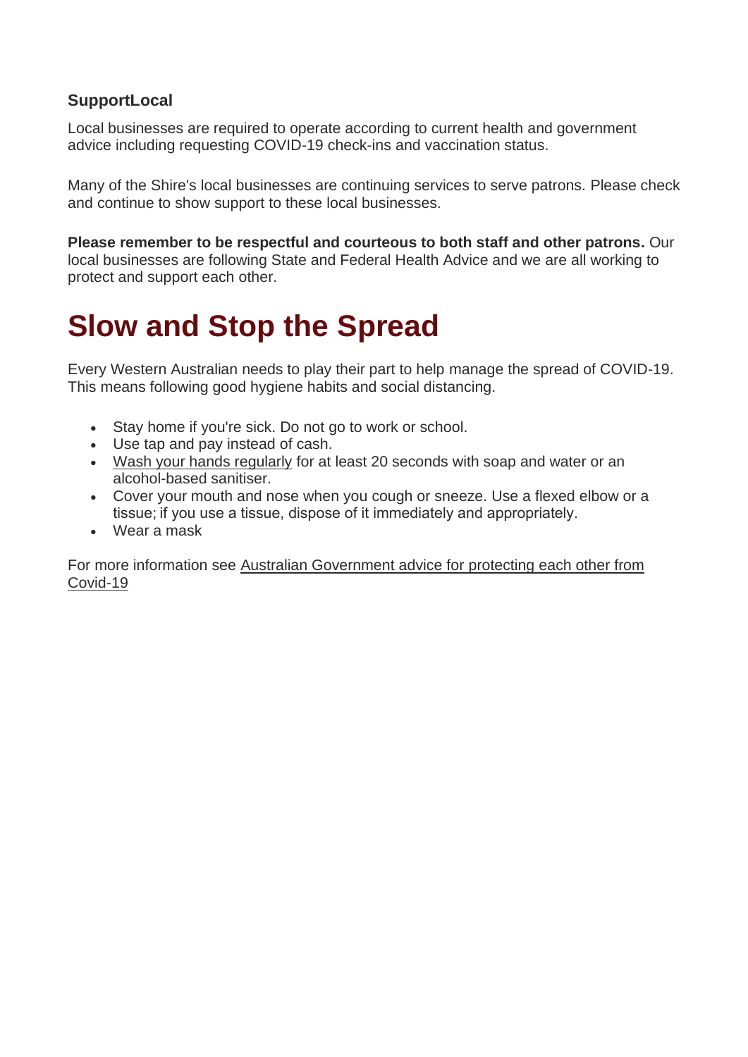**SupportLocal**

Local businesses are required to operate according to current health and government advice including requesting COVID-19 check-ins and vaccination status.

Many of the Shire's local businesses are continuing services to serve patrons. Please check and continue to show support to these local businesses.

**Please remember to be respectful and courteous to both staff and other patrons.** Our local businesses are following State and Federal Health Advice and we are all working to protect and support each other.

# Slow and Stop the Spread

Every Western Australian needs to play their part to help manage the spread of COVID-19. This means following good hygiene habits and social distancing.

- Stay home if you're sick. Do not go to work or school.
- Use tap and pay instead of cash.
- Wash your hands regularly for at least 20 seconds with soap and water or an alcohol-based sanitiser.
- Cover your mouth and nose when you cough or sneeze. Use a flexed elbow or a tissue; if you use a tissue, dispose of it immediately and appropriately.
- Wear a mask

For more information see Australian Government advice for protecting each other from Covid-19